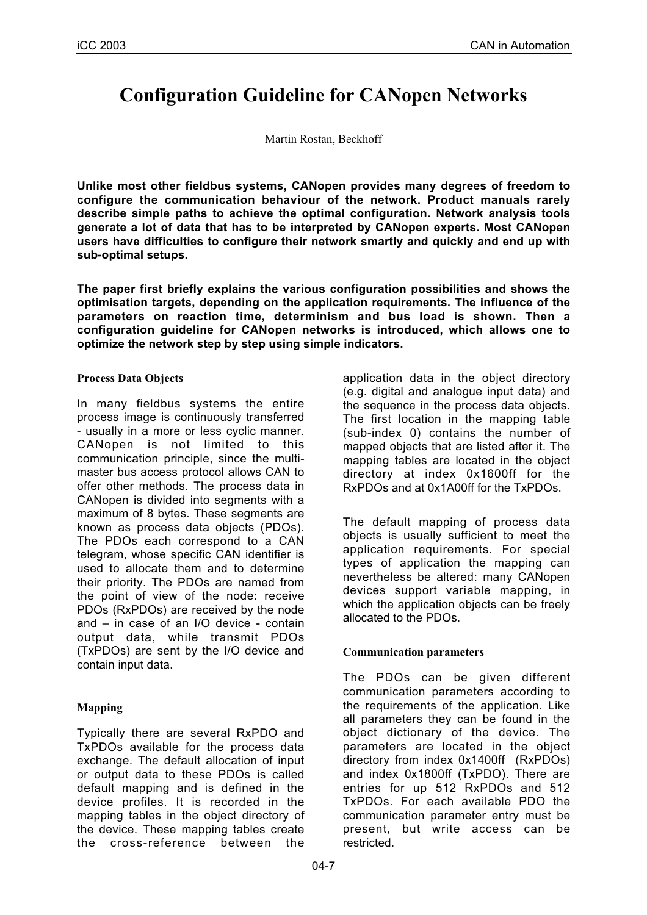// Headers "iCC 2003" / "CAN in Automation" and footer "04-7" omitted as running page furniture; "0x1600ff", "TxPDO)" and other source spellings kept as printed.
# Configuration Guideline for CANopen Networks

Martin Rostan, Beckhoff

**Unlike most other fieldbus systems, CANopen provides many degrees of freedom to configure the communication behaviour of the network. Product manuals rarely describe simple paths to achieve the optimal configuration. Network analysis tools generate a lot of data that has to be interpreted by CANopen experts. Most CANopen users have difficulties to configure their network smartly and quickly and end up with sub-optimal setups.**

**The paper first briefly explains the various configuration possibilities and shows the optimisation targets, depending on the application requirements. The influence of the parameters on reaction time, determinism and bus load is shown. Then a configuration guideline for CANopen networks is introduced, which allows one to optimize the network step by step using simple indicators.**

### Process Data Objects

In many fieldbus systems the entire process image is continuously transferred - usually in a more or less cyclic manner. CANopen is not limited to this communication principle, since the multi-master bus access protocol allows CAN to offer other methods. The process data in CANopen is divided into segments with a maximum of 8 bytes. These segments are known as process data objects (PDOs). The PDOs each correspond to a CAN telegram, whose specific CAN identifier is used to allocate them and to determine their priority. The PDOs are named from the point of view of the node: receive PDOs (RxPDOs) are received by the node and – in case of an I/O device - contain output data, while transmit PDOs (TxPDOs) are sent by the I/O device and contain input data.

### Mapping

Typically there are several RxPDO and TxPDOs available for the process data exchange. The default allocation of input or output data to these PDOs is called default mapping and is defined in the device profiles. It is recorded in the mapping tables in the object directory of the device. These mapping tables create the cross-reference between the application data in the object directory (e.g. digital and analogue input data) and the sequence in the process data objects. The first location in the mapping table (sub-index 0) contains the number of mapped objects that are listed after it. The mapping tables are located in the object directory at index 0x1600ff for the RxPDOs and at 0x1A00ff for the TxPDOs.

The default mapping of process data objects is usually sufficient to meet the application requirements. For special types of application the mapping can nevertheless be altered: many CANopen devices support variable mapping, in which the application objects can be freely allocated to the PDOs.

### Communication parameters

The PDOs can be given different communication parameters according to the requirements of the application. Like all parameters they can be found in the object dictionary of the device. The parameters are located in the object directory from index 0x1400ff (RxPDOs) and index 0x1800ff (TxPDO). There are entries for up 512 RxPDOs and 512 TxPDOs. For each available PDO the communication parameter entry must be present, but write access can be restricted.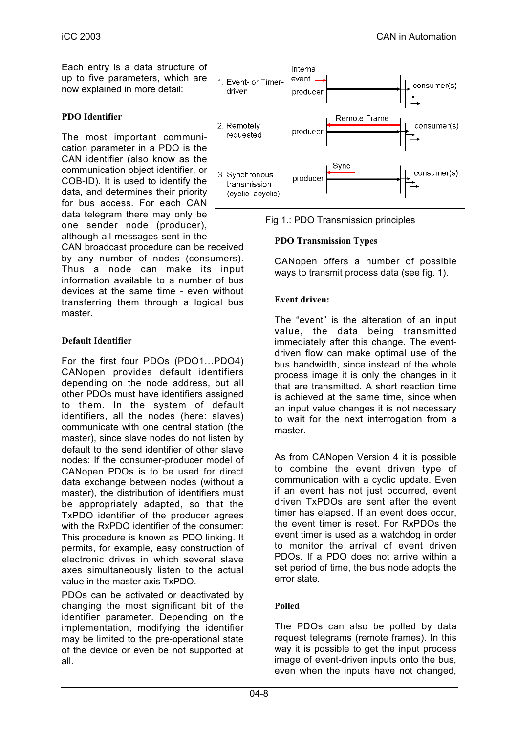Each entry is a data structure of up to five parameters, which are now explained in more detail:

### PDO Identifier

The most important communication parameter in a PDO is the CAN identifier (also know as the communication object identifier, or COB-ID). It is used to identify the data, and determines their priority for bus access. For each CAN data telegram there may only be one sender node (producer), although all messages sent in the CAN broadcast procedure can be received by any number of nodes (consumers). Thus a node can make its input information available to a number of bus devices at the same time - even without transferring them through a logical bus master.

### Default Identifier

For the first four PDOs (PDO1…PDO4) CANopen provides default identifiers depending on the node address, but all other PDOs must have identifiers assigned to them. In the system of default identifiers, all the nodes (here: slaves) communicate with one central station (the master), since slave nodes do not listen by default to the send identifier of other slave nodes: If the consumer-producer model of CANopen PDOs is to be used for direct data exchange between nodes (without a master), the distribution of identifiers must be appropriately adapted, so that the TxPDO identifier of the producer agrees with the RxPDO identifier of the consumer: This procedure is known as PDO linking. It permits, for example, easy construction of electronic drives in which several slave axes simultaneously listen to the actual value in the master axis TxPDO.

PDOs can be activated or deactivated by changing the most significant bit of the identifier parameter. Depending on the implementation, modifying the identifier may be limited to the pre-operational state of the device or even be not supported at all.

Fig 1.: PDO Transmission principles

### PDO Transmission Types

CANopen offers a number of possible ways to transmit process data (see fig. 1).

### Event driven:

The “event” is the alteration of an input value, the data being transmitted immediately after this change. The event-driven flow can make optimal use of the bus bandwidth, since instead of the whole process image it is only the changes in it that are transmitted. A short reaction time is achieved at the same time, since when an input value changes it is not necessary to wait for the next interrogation from a master.

As from CANopen Version 4 it is possible to combine the event driven type of communication with a cyclic update. Even if an event has not just occurred, event driven TxPDOs are sent after the event timer has elapsed. If an event does occur, the event timer is reset. For RxPDOs the event timer is used as a watchdog in order to monitor the arrival of event driven PDOs. If a PDO does not arrive within a set period of time, the bus node adopts the error state.

### Polled

The PDOs can also be polled by data request telegrams (remote frames). In this way it is possible to get the input process image of event-driven inputs onto the bus, even when the inputs have not changed,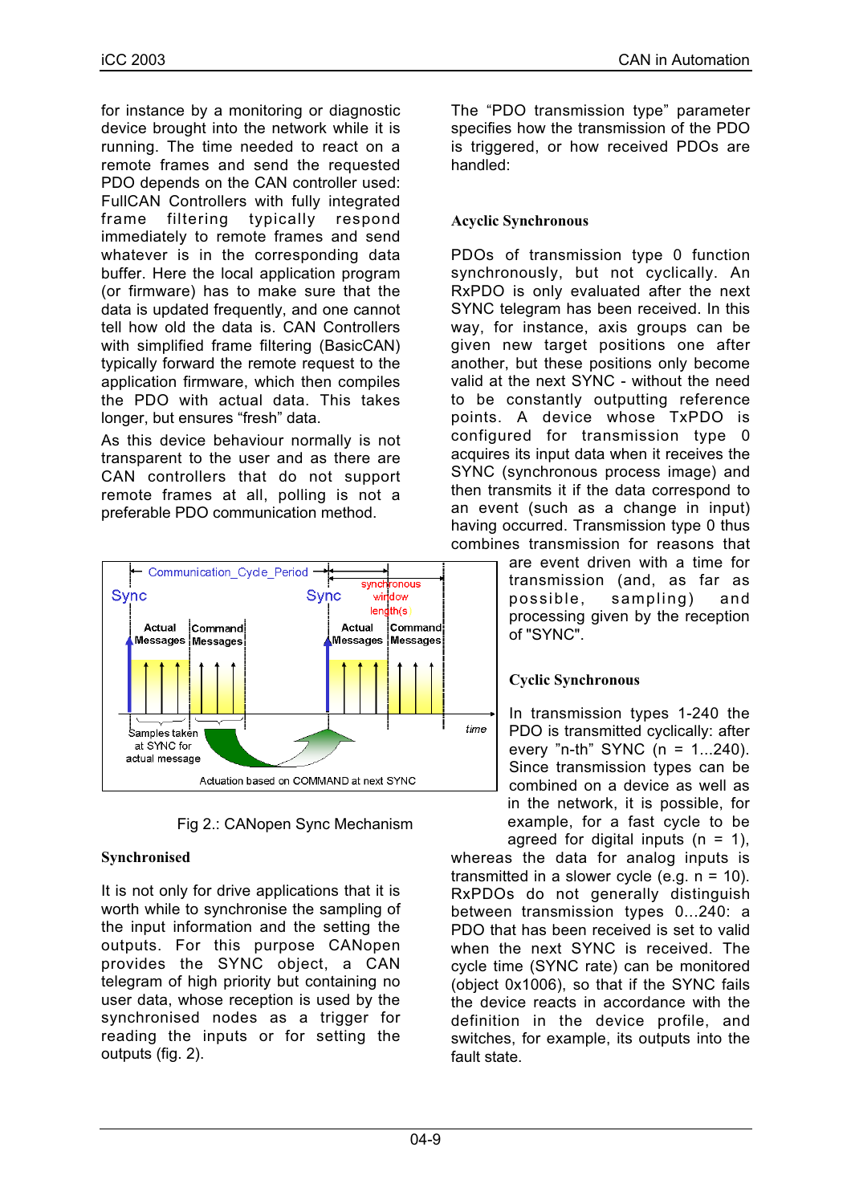for instance by a monitoring or diagnostic device brought into the network while it is running. The time needed to react on a remote frames and send the requested PDO depends on the CAN controller used: FullCAN Controllers with fully integrated frame filtering typically respond immediately to remote frames and send whatever is in the corresponding data buffer. Here the local application program (or firmware) has to make sure that the data is updated frequently, and one cannot tell how old the data is. CAN Controllers with simplified frame filtering (BasicCAN) typically forward the remote request to the application firmware, which then compiles the PDO with actual data. This takes longer, but ensures "fresh" data.

As this device behaviour normally is not transparent to the user and as there are CAN controllers that do not support remote frames at all, polling is not a preferable PDO communication method.

Fig 2.: CANopen Sync Mechanism

### Synchronised

It is not only for drive applications that it is worth while to synchronise the sampling of the input information and the setting the outputs. For this purpose CANopen provides the SYNC object, a CAN telegram of high priority but containing no user data, whose reception is used by the synchronised nodes as a trigger for reading the inputs or for setting the outputs (fig. 2).

The "PDO transmission type" parameter specifies how the transmission of the PDO is triggered, or how received PDOs are handled:

### Acyclic Synchronous

PDOs of transmission type 0 function synchronously, but not cyclically. An RxPDO is only evaluated after the next SYNC telegram has been received. In this way, for instance, axis groups can be given new target positions one after another, but these positions only become valid at the next SYNC - without the need to be constantly outputting reference points. A device whose TxPDO is configured for transmission type 0 acquires its input data when it receives the SYNC (synchronous process image) and then transmits it if the data correspond to an event (such as a change in input) having occurred. Transmission type 0 thus combines transmission for reasons that are event driven with a time for transmission (and, as far as possible, sampling) and processing given by the reception of "SYNC".

### Cyclic Synchronous

In transmission types 1-240 the PDO is transmitted cyclically: after every "n-th" SYNC (n = 1...240). Since transmission types can be combined on a device as well as in the network, it is possible, for example, for a fast cycle to be agreed for digital inputs (n = 1), whereas the data for analog inputs is transmitted in a slower cycle (e.g. n = 10). RxPDOs do not generally distinguish between transmission types 0...240: a PDO that has been received is set to valid when the next SYNC is received. The cycle time (SYNC rate) can be monitored (object 0x1006), so that if the SYNC fails the device reacts in accordance with the definition in the device profile, and switches, for example, its outputs into the fault state.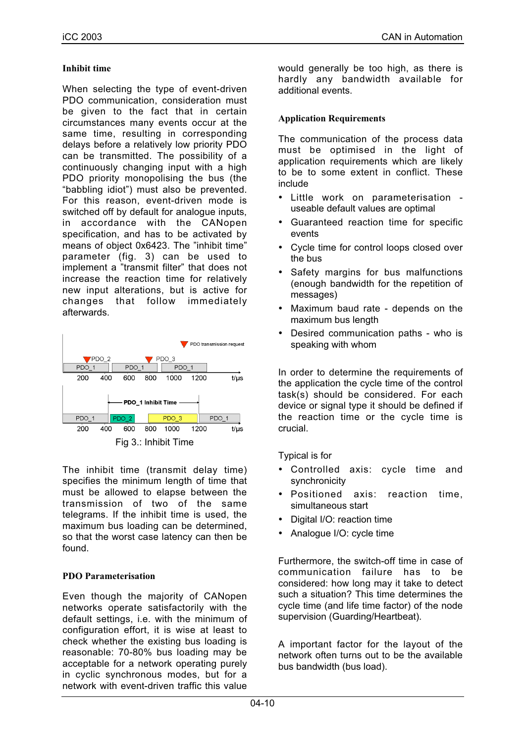### Inhibit time

When selecting the type of event-driven PDO communication, consideration must be given to the fact that in certain circumstances many events occur at the same time, resulting in corresponding delays before a relatively low priority PDO can be transmitted. The possibility of a continuously changing input with a high PDO priority monopolising the bus (the "babbling idiot") must also be prevented. For this reason, event-driven mode is switched off by default for analogue inputs, in accordance with the CANopen specification, and has to be activated by means of object 0x6423. The "inhibit time" parameter (fig. 3) can be used to implement a "transmit filter" that does not increase the reaction time for relatively new input alterations, but is active for changes that follow immediately afterwards.

Fig 3.: Inhibit Time

The inhibit time (transmit delay time) specifies the minimum length of time that must be allowed to elapse between the transmission of two of the same telegrams. If the inhibit time is used, the maximum bus loading can be determined, so that the worst case latency can then be found.

### PDO Parameterisation

Even though the majority of CANopen networks operate satisfactorily with the default settings, i.e. with the minimum of configuration effort, it is wise at least to check whether the existing bus loading is reasonable: 70-80% bus loading may be acceptable for a network operating purely in cyclic synchronous modes, but for a network with event-driven traffic this value would generally be too high, as there is hardly any bandwidth available for additional events.

### Application Requirements

The communication of the process data must be optimised in the light of application requirements which are likely to be to some extent in conflict. These include

- Little work on parameterisation - useable default values are optimal
- Guaranteed reaction time for specific events
- Cycle time for control loops closed over the bus
- Safety margins for bus malfunctions (enough bandwidth for the repetition of messages)
- Maximum baud rate - depends on the maximum bus length
- Desired communication paths - who is speaking with whom

In order to determine the requirements of the application the cycle time of the control task(s) should be considered. For each device or signal type it should be defined if the reaction time or the cycle time is crucial.

Typical is for

- Controlled axis: cycle time and synchronicity
- Positioned axis: reaction time, simultaneous start
- Digital I/O: reaction time
- Analogue I/O: cycle time

Furthermore, the switch-off time in case of communication failure has to be considered: how long may it take to detect such a situation? This time determines the cycle time (and life time factor) of the node supervision (Guarding/Heartbeat).

A important factor for the layout of the network often turns out to be the available bus bandwidth (bus load).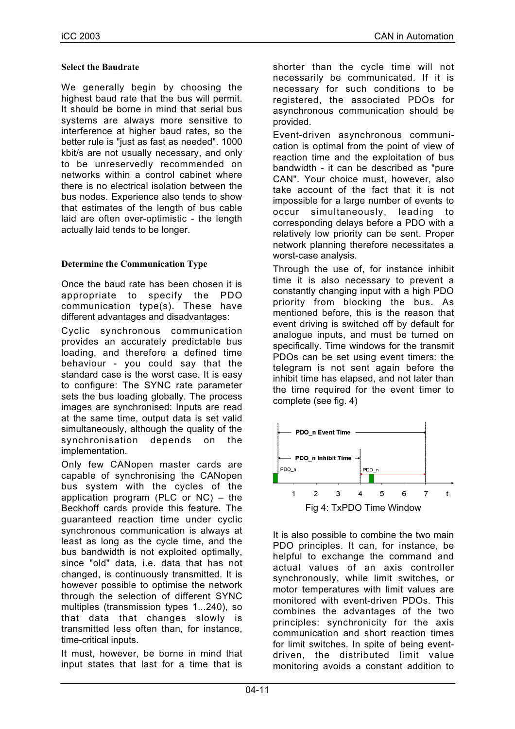### Select the Baudrate

We generally begin by choosing the highest baud rate that the bus will permit. It should be borne in mind that serial bus systems are always more sensitive to interference at higher baud rates, so the better rule is "just as fast as needed". 1000 kbit/s are not usually necessary, and only to be unreservedly recommended on networks within a control cabinet where there is no electrical isolation between the bus nodes. Experience also tends to show that estimates of the length of bus cable laid are often over-optimistic - the length actually laid tends to be longer.

### Determine the Communication Type

Once the baud rate has been chosen it is appropriate to specify the PDO communication type(s). These have different advantages and disadvantages:

Cyclic synchronous communication provides an accurately predictable bus loading, and therefore a defined time behaviour - you could say that the standard case is the worst case. It is easy to configure: The SYNC rate parameter sets the bus loading globally. The process images are synchronised: Inputs are read at the same time, output data is set valid simultaneously, although the quality of the synchronisation depends on the implementation.

Only few CANopen master cards are capable of synchronising the CANopen bus system with the cycles of the application program (PLC or NC) – the Beckhoff cards provide this feature. The guaranteed reaction time under cyclic synchronous communication is always at least as long as the cycle time, and the bus bandwidth is not exploited optimally, since "old" data, i.e. data that has not changed, is continuously transmitted. It is however possible to optimise the network through the selection of different SYNC multiples (transmission types 1...240), so that data that changes slowly is transmitted less often than, for instance, time-critical inputs.

It must, however, be borne in mind that input states that last for a time that is shorter than the cycle time will not necessarily be communicated. If it is necessary for such conditions to be registered, the associated PDOs for asynchronous communication should be provided.

Event-driven asynchronous communication is optimal from the point of view of reaction time and the exploitation of bus bandwidth - it can be described as "pure CAN". Your choice must, however, also take account of the fact that it is not impossible for a large number of events to occur simultaneously, leading to corresponding delays before a PDO with a relatively low priority can be sent. Proper network planning therefore necessitates a worst-case analysis.

Through the use of, for instance inhibit time it is also necessary to prevent a constantly changing input with a high PDO priority from blocking the bus. As mentioned before, this is the reason that event driving is switched off by default for analogue inputs, and must be turned on specifically. Time windows for the transmit PDOs can be set using event timers: the telegram is not sent again before the inhibit time has elapsed, and not later than the time required for the event timer to complete (see fig. 4)

Fig 4: TxPDO Time Window

It is also possible to combine the two main PDO principles. It can, for instance, be helpful to exchange the command and actual values of an axis controller synchronously, while limit switches, or motor temperatures with limit values are monitored with event-driven PDOs. This combines the advantages of the two principles: synchronicity for the axis communication and short reaction times for limit switches. In spite of being event-driven, the distributed limit value monitoring avoids a constant addition to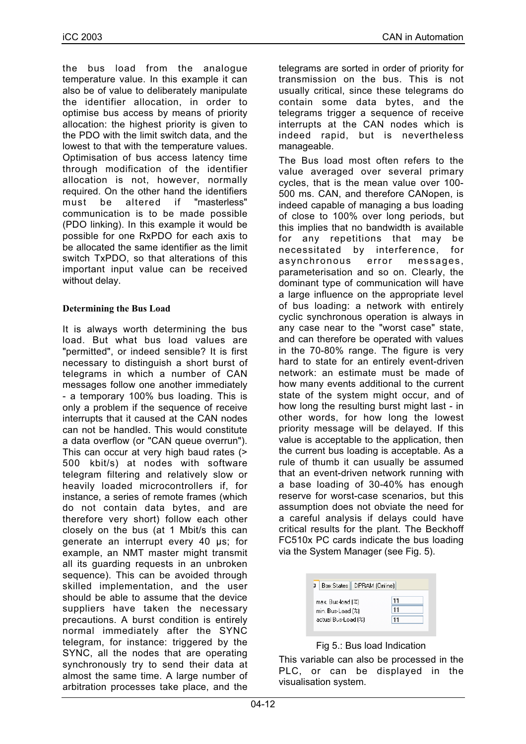the bus load from the analogue temperature value. In this example it can also be of value to deliberately manipulate the identifier allocation, in order to optimise bus access by means of priority allocation: the highest priority is given to the PDO with the limit switch data, and the lowest to that with the temperature values. Optimisation of bus access latency time through modification of the identifier allocation is not, however, normally required. On the other hand the identifiers must be altered if "masterless" communication is to be made possible (PDO linking). In this example it would be possible for one RxPDO for each axis to be allocated the same identifier as the limit switch TxPDO, so that alterations of this important input value can be received without delay.

### Determining the Bus Load

It is always worth determining the bus load. But what bus load values are "permitted", or indeed sensible? It is first necessary to distinguish a short burst of telegrams in which a number of CAN messages follow one another immediately - a temporary 100% bus loading. This is only a problem if the sequence of receive interrupts that it caused at the CAN nodes can not be handled. This would constitute a data overflow (or "CAN queue overrun"). This can occur at very high baud rates (> 500 kbit/s) at nodes with software telegram filtering and relatively slow or heavily loaded microcontrollers if, for instance, a series of remote frames (which do not contain data bytes, and are therefore very short) follow each other closely on the bus (at 1 Mbit/s this can generate an interrupt every 40 µs; for example, an NMT master might transmit all its guarding requests in an unbroken sequence). This can be avoided through skilled implementation, and the user should be able to assume that the device suppliers have taken the necessary precautions. A burst condition is entirely normal immediately after the SYNC telegram, for instance: triggered by the SYNC, all the nodes that are operating synchronously try to send their data at almost the same time. A large number of arbitration processes take place, and the telegrams are sorted in order of priority for transmission on the bus. This is not usually critical, since these telegrams do contain some data bytes, and the telegrams trigger a sequence of receive interrupts at the CAN nodes which is indeed rapid, but is nevertheless manageable.

The Bus load most often refers to the value averaged over several primary cycles, that is the mean value over 100-500 ms. CAN, and therefore CANopen, is indeed capable of managing a bus loading of close to 100% over long periods, but this implies that no bandwidth is available for any repetitions that may be necessitated by interference, for asynchronous error messages, parameterisation and so on. Clearly, the dominant type of communication will have a large influence on the appropriate level of bus loading: a network with entirely cyclic synchronous operation is always in any case near to the "worst case" state, and can therefore be operated with values in the 70-80% range. The figure is very hard to state for an entirely event-driven network: an estimate must be made of how many events additional to the current state of the system might occur, and of how long the resulting burst might last - in other words, for how long the lowest priority message will be delayed. If this value is acceptable to the application, then the current bus loading is acceptable. As a rule of thumb it can usually be assumed that an event-driven network running with a base loading of 30-40% has enough reserve for worst-case scenarios, but this assumption does not obviate the need for a careful analysis if delays could have critical results for the plant. The Beckhoff FC510x PC cards indicate the bus loading via the System Manager (see Fig. 5).

| Box States | DPRAM (Online) |
|---|---|
| max. Bus-load [%] | 11 |
| min. Bus-Load [%] | 11 |
| actual Bus-Load [%] | 11 |

Fig 5.: Bus load Indication

This variable can also be processed in the PLC, or can be displayed in the visualisation system.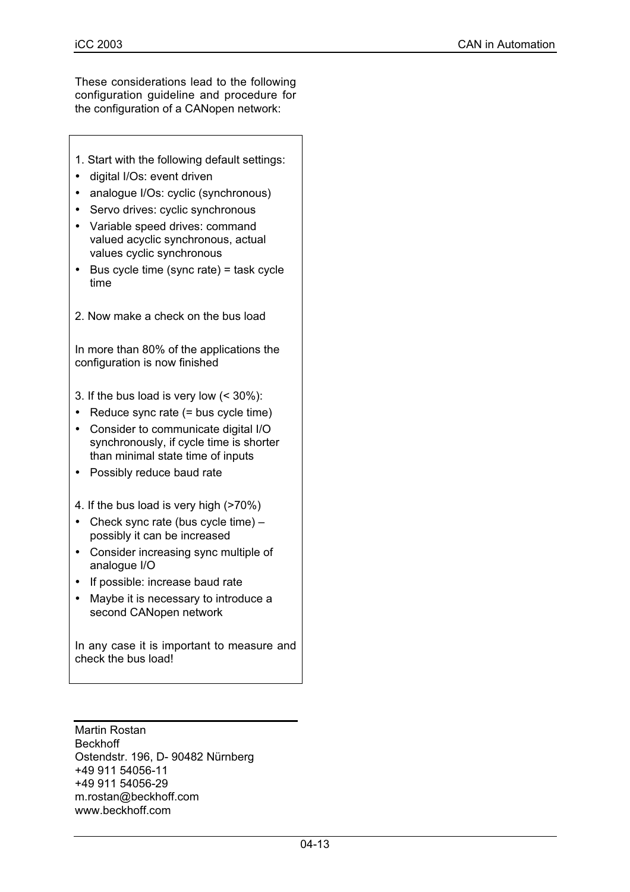These considerations lead to the following configuration guideline and procedure for the configuration of a CANopen network:

1. Start with the following default settings:
- digital I/Os: event driven
- analogue I/Os: cyclic (synchronous)
- Servo drives: cyclic synchronous
- Variable speed drives: command valued acyclic synchronous, actual values cyclic synchronous
- Bus cycle time (sync rate) = task cycle time

2. Now make a check on the bus load

In more than 80% of the applications the configuration is now finished

3. If the bus load is very low (< 30%):
- Reduce sync rate (= bus cycle time)
- Consider to communicate digital I/O synchronously, if cycle time is shorter than minimal state time of inputs
- Possibly reduce baud rate

4. If the bus load is very high (>70%)
- Check sync rate (bus cycle time) – possibly it can be increased
- Consider increasing sync multiple of analogue I/O
- If possible: increase baud rate
- Maybe it is necessary to introduce a second CANopen network

In any case it is important to measure and check the bus load!

---

Martin Rostan
Beckhoff
Ostendstr. 196, D- 90482 Nürnberg
+49 911 54056-11
+49 911 54056-29
m.rostan@beckhoff.com
www.beckhoff.com